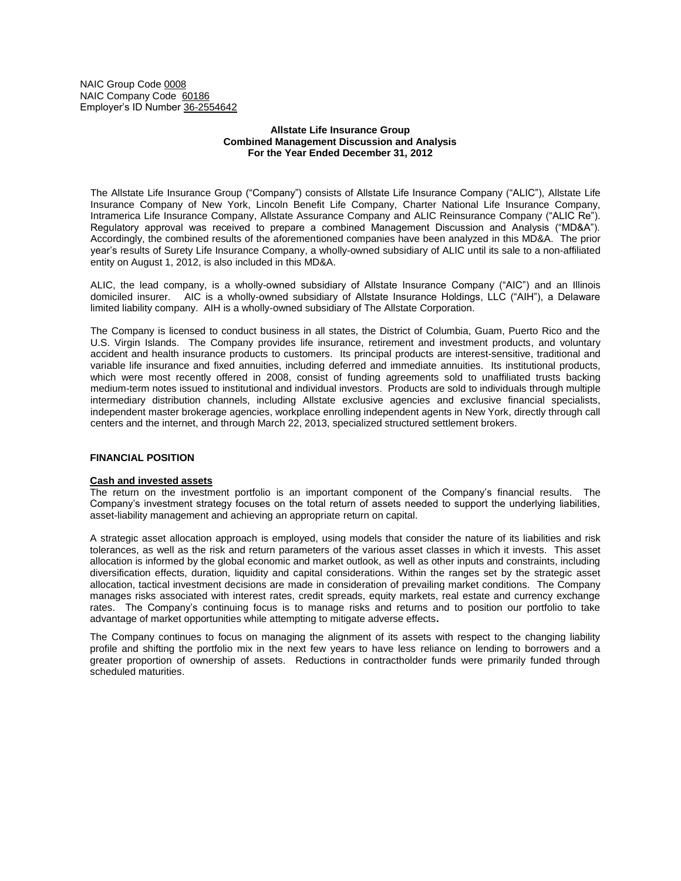NAIC Group Code 0008
NAIC Company Code 60186
Employer's ID Number 36-2554642

**Allstate Life Insurance Group**
**Combined Management Discussion and Analysis**
**For the Year Ended December 31, 2012**

The Allstate Life Insurance Group ("Company") consists of Allstate Life Insurance Company ("ALIC"), Allstate Life Insurance Company of New York, Lincoln Benefit Life Company, Charter National Life Insurance Company, Intramerica Life Insurance Company, Allstate Assurance Company and ALIC Reinsurance Company ("ALIC Re"). Regulatory approval was received to prepare a combined Management Discussion and Analysis ("MD&A"). Accordingly, the combined results of the aforementioned companies have been analyzed in this MD&A. The prior year's results of Surety Life Insurance Company, a wholly-owned subsidiary of ALIC until its sale to a non-affiliated entity on August 1, 2012, is also included in this MD&A.

ALIC, the lead company, is a wholly-owned subsidiary of Allstate Insurance Company ("AIC") and an Illinois domiciled insurer. AIC is a wholly-owned subsidiary of Allstate Insurance Holdings, LLC ("AIH"), a Delaware limited liability company. AIH is a wholly-owned subsidiary of The Allstate Corporation.

The Company is licensed to conduct business in all states, the District of Columbia, Guam, Puerto Rico and the U.S. Virgin Islands. The Company provides life insurance, retirement and investment products, and voluntary accident and health insurance products to customers. Its principal products are interest-sensitive, traditional and variable life insurance and fixed annuities, including deferred and immediate annuities. Its institutional products, which were most recently offered in 2008, consist of funding agreements sold to unaffiliated trusts backing medium-term notes issued to institutional and individual investors. Products are sold to individuals through multiple intermediary distribution channels, including Allstate exclusive agencies and exclusive financial specialists, independent master brokerage agencies, workplace enrolling independent agents in New York, directly through call centers and the internet, and through March 22, 2013, specialized structured settlement brokers.

## FINANCIAL POSITION

### Cash and invested assets

The return on the investment portfolio is an important component of the Company's financial results. The Company's investment strategy focuses on the total return of assets needed to support the underlying liabilities, asset-liability management and achieving an appropriate return on capital.

A strategic asset allocation approach is employed, using models that consider the nature of its liabilities and risk tolerances, as well as the risk and return parameters of the various asset classes in which it invests. This asset allocation is informed by the global economic and market outlook, as well as other inputs and constraints, including diversification effects, duration, liquidity and capital considerations. Within the ranges set by the strategic asset allocation, tactical investment decisions are made in consideration of prevailing market conditions. The Company manages risks associated with interest rates, credit spreads, equity markets, real estate and currency exchange rates. The Company's continuing focus is to manage risks and returns and to position our portfolio to take advantage of market opportunities while attempting to mitigate adverse effects.

The Company continues to focus on managing the alignment of its assets with respect to the changing liability profile and shifting the portfolio mix in the next few years to have less reliance on lending to borrowers and a greater proportion of ownership of assets. Reductions in contractholder funds were primarily funded through scheduled maturities.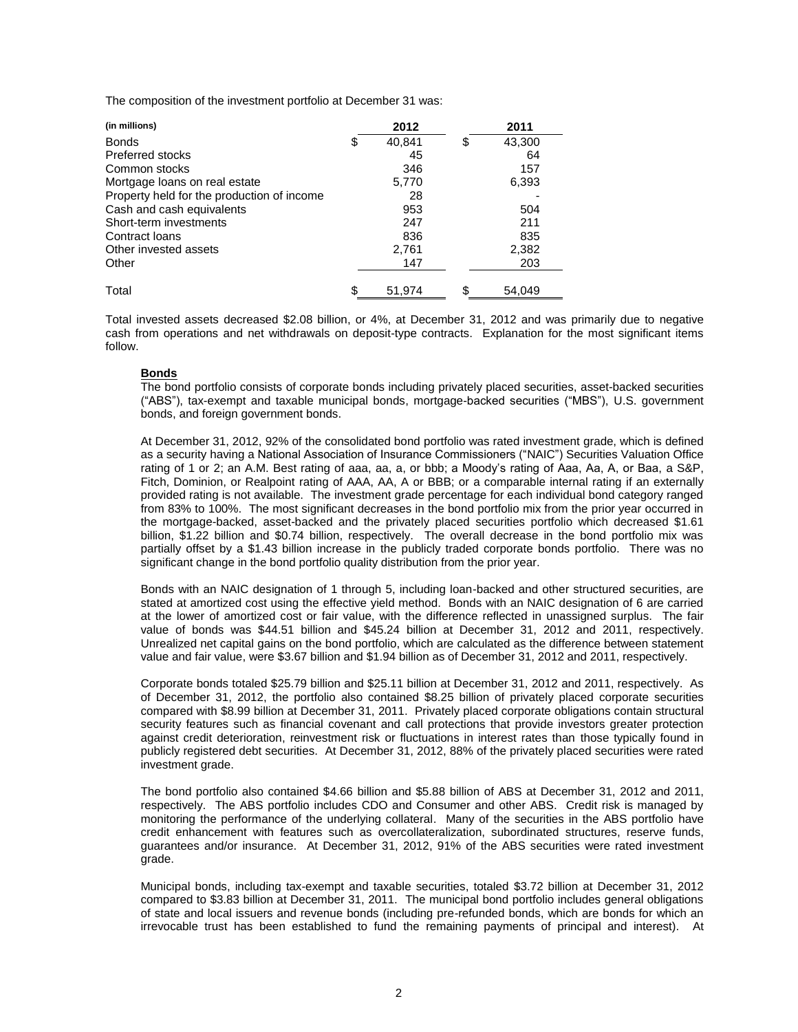The composition of the investment portfolio at December 31 was:

| (in millions) | 2012 | 2011 |
|---|---|---|
| Bonds | $ 40,841 | $ 43,300 |
| Preferred stocks | 45 | 64 |
| Common stocks | 346 | 157 |
| Mortgage loans on real estate | 5,770 | 6,393 |
| Property held for the production of income | 28 | - |
| Cash and cash equivalents | 953 | 504 |
| Short-term investments | 247 | 211 |
| Contract loans | 836 | 835 |
| Other invested assets | 2,761 | 2,382 |
| Other | 147 | 203 |
| Total | $ 51,974 | $ 54,049 |

Total invested assets decreased $2.08 billion, or 4%, at December 31, 2012 and was primarily due to negative cash from operations and net withdrawals on deposit-type contracts. Explanation for the most significant items follow.

**Bonds**

The bond portfolio consists of corporate bonds including privately placed securities, asset-backed securities ("ABS"), tax-exempt and taxable municipal bonds, mortgage-backed securities ("MBS"), U.S. government bonds, and foreign government bonds.

At December 31, 2012, 92% of the consolidated bond portfolio was rated investment grade, which is defined as a security having a National Association of Insurance Commissioners ("NAIC") Securities Valuation Office rating of 1 or 2; an A.M. Best rating of aaa, aa, a, or bbb; a Moody's rating of Aaa, Aa, A, or Baa, a S&P, Fitch, Dominion, or Realpoint rating of AAA, AA, A or BBB; or a comparable internal rating if an externally provided rating is not available. The investment grade percentage for each individual bond category ranged from 83% to 100%. The most significant decreases in the bond portfolio mix from the prior year occurred in the mortgage-backed, asset-backed and the privately placed securities portfolio which decreased $1.61 billion, $1.22 billion and $0.74 billion, respectively. The overall decrease in the bond portfolio mix was partially offset by a $1.43 billion increase in the publicly traded corporate bonds portfolio. There was no significant change in the bond portfolio quality distribution from the prior year.

Bonds with an NAIC designation of 1 through 5, including loan-backed and other structured securities, are stated at amortized cost using the effective yield method. Bonds with an NAIC designation of 6 are carried at the lower of amortized cost or fair value, with the difference reflected in unassigned surplus. The fair value of bonds was $44.51 billion and $45.24 billion at December 31, 2012 and 2011, respectively. Unrealized net capital gains on the bond portfolio, which are calculated as the difference between statement value and fair value, were $3.67 billion and $1.94 billion as of December 31, 2012 and 2011, respectively.

Corporate bonds totaled $25.79 billion and $25.11 billion at December 31, 2012 and 2011, respectively. As of December 31, 2012, the portfolio also contained $8.25 billion of privately placed corporate securities compared with $8.99 billion at December 31, 2011. Privately placed corporate obligations contain structural security features such as financial covenant and call protections that provide investors greater protection against credit deterioration, reinvestment risk or fluctuations in interest rates than those typically found in publicly registered debt securities. At December 31, 2012, 88% of the privately placed securities were rated investment grade.

The bond portfolio also contained $4.66 billion and $5.88 billion of ABS at December 31, 2012 and 2011, respectively. The ABS portfolio includes CDO and Consumer and other ABS. Credit risk is managed by monitoring the performance of the underlying collateral. Many of the securities in the ABS portfolio have credit enhancement with features such as overcollateralization, subordinated structures, reserve funds, guarantees and/or insurance. At December 31, 2012, 91% of the ABS securities were rated investment grade.

Municipal bonds, including tax-exempt and taxable securities, totaled $3.72 billion at December 31, 2012 compared to $3.83 billion at December 31, 2011. The municipal bond portfolio includes general obligations of state and local issuers and revenue bonds (including pre-refunded bonds, which are bonds for which an irrevocable trust has been established to fund the remaining payments of principal and interest). At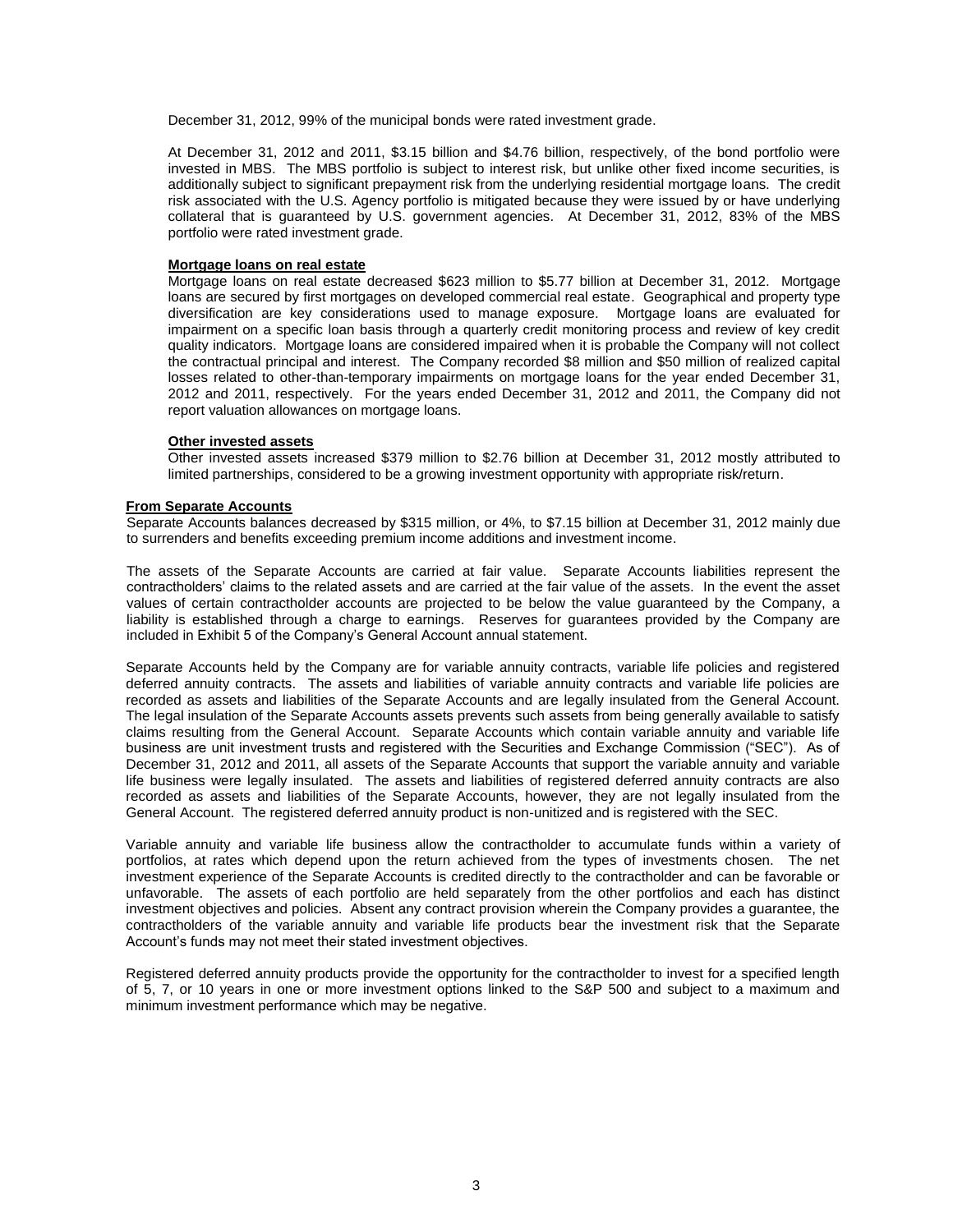December 31, 2012, 99% of the municipal bonds were rated investment grade.

At December 31, 2012 and 2011, $3.15 billion and $4.76 billion, respectively, of the bond portfolio were invested in MBS. The MBS portfolio is subject to interest risk, but unlike other fixed income securities, is additionally subject to significant prepayment risk from the underlying residential mortgage loans. The credit risk associated with the U.S. Agency portfolio is mitigated because they were issued by or have underlying collateral that is guaranteed by U.S. government agencies. At December 31, 2012, 83% of the MBS portfolio were rated investment grade.

**Mortgage loans on real estate**

Mortgage loans on real estate decreased $623 million to $5.77 billion at December 31, 2012. Mortgage loans are secured by first mortgages on developed commercial real estate. Geographical and property type diversification are key considerations used to manage exposure. Mortgage loans are evaluated for impairment on a specific loan basis through a quarterly credit monitoring process and review of key credit quality indicators. Mortgage loans are considered impaired when it is probable the Company will not collect the contractual principal and interest. The Company recorded $8 million and $50 million of realized capital losses related to other-than-temporary impairments on mortgage loans for the year ended December 31, 2012 and 2011, respectively. For the years ended December 31, 2012 and 2011, the Company did not report valuation allowances on mortgage loans.

**Other invested assets**

Other invested assets increased $379 million to $2.76 billion at December 31, 2012 mostly attributed to limited partnerships, considered to be a growing investment opportunity with appropriate risk/return.

**From Separate Accounts**

Separate Accounts balances decreased by $315 million, or 4%, to $7.15 billion at December 31, 2012 mainly due to surrenders and benefits exceeding premium income additions and investment income.

The assets of the Separate Accounts are carried at fair value. Separate Accounts liabilities represent the contractholders' claims to the related assets and are carried at the fair value of the assets. In the event the asset values of certain contractholder accounts are projected to be below the value guaranteed by the Company, a liability is established through a charge to earnings. Reserves for guarantees provided by the Company are included in Exhibit 5 of the Company's General Account annual statement.

Separate Accounts held by the Company are for variable annuity contracts, variable life policies and registered deferred annuity contracts. The assets and liabilities of variable annuity contracts and variable life policies are recorded as assets and liabilities of the Separate Accounts and are legally insulated from the General Account. The legal insulation of the Separate Accounts assets prevents such assets from being generally available to satisfy claims resulting from the General Account. Separate Accounts which contain variable annuity and variable life business are unit investment trusts and registered with the Securities and Exchange Commission ("SEC"). As of December 31, 2012 and 2011, all assets of the Separate Accounts that support the variable annuity and variable life business were legally insulated. The assets and liabilities of registered deferred annuity contracts are also recorded as assets and liabilities of the Separate Accounts, however, they are not legally insulated from the General Account. The registered deferred annuity product is non-unitized and is registered with the SEC.

Variable annuity and variable life business allow the contractholder to accumulate funds within a variety of portfolios, at rates which depend upon the return achieved from the types of investments chosen. The net investment experience of the Separate Accounts is credited directly to the contractholder and can be favorable or unfavorable. The assets of each portfolio are held separately from the other portfolios and each has distinct investment objectives and policies. Absent any contract provision wherein the Company provides a guarantee, the contractholders of the variable annuity and variable life products bear the investment risk that the Separate Account's funds may not meet their stated investment objectives.

Registered deferred annuity products provide the opportunity for the contractholder to invest for a specified length of 5, 7, or 10 years in one or more investment options linked to the S&P 500 and subject to a maximum and minimum investment performance which may be negative.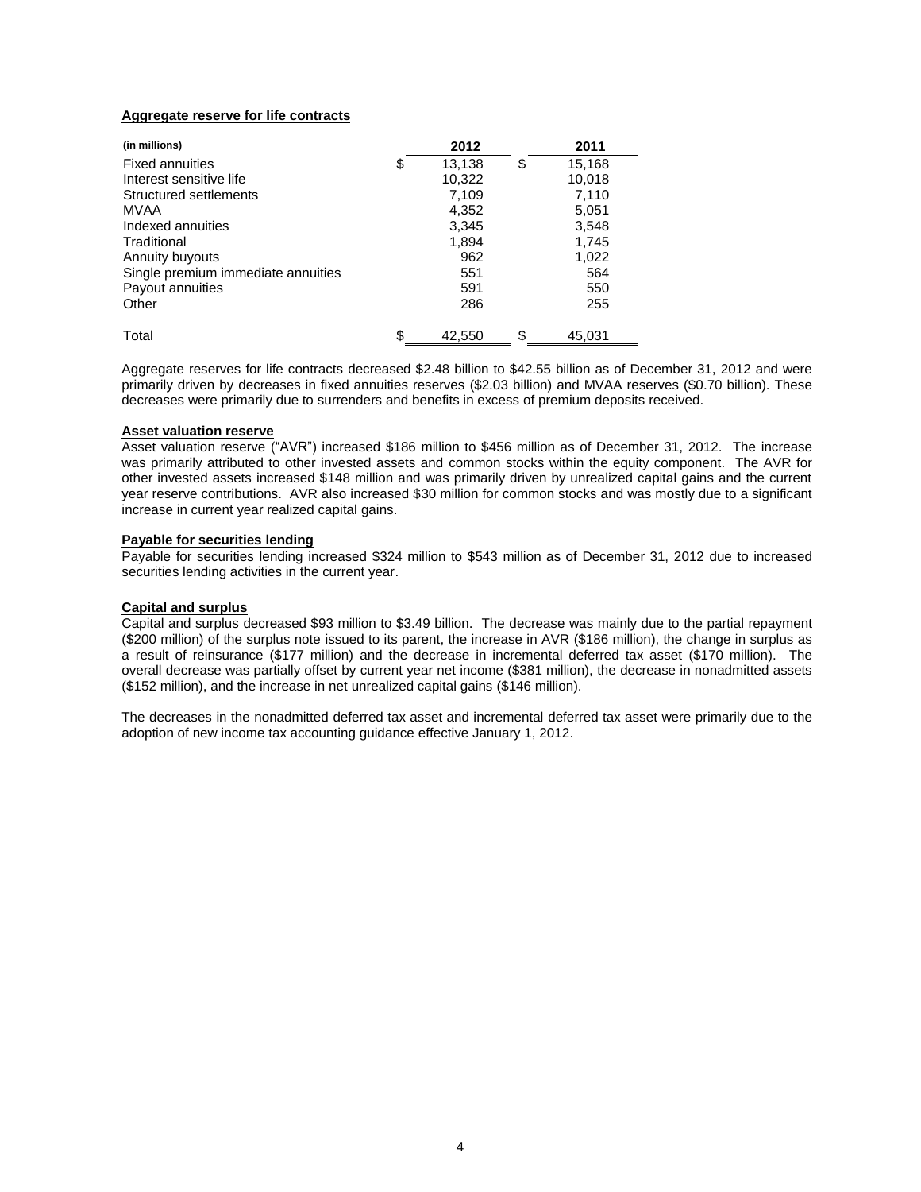**Aggregate reserve for life contracts**

| (in millions) | 2012 | 2011 |
|---|---|---|
| Fixed annuities | $ 13,138 | $ 15,168 |
| Interest sensitive life | 10,322 | 10,018 |
| Structured settlements | 7,109 | 7,110 |
| MVAA | 4,352 | 5,051 |
| Indexed annuities | 3,345 | 3,548 |
| Traditional | 1,894 | 1,745 |
| Annuity buyouts | 962 | 1,022 |
| Single premium immediate annuities | 551 | 564 |
| Payout annuities | 591 | 550 |
| Other | 286 | 255 |
| Total | $ 42,550 | $ 45,031 |

Aggregate reserves for life contracts decreased $2.48 billion to $42.55 billion as of December 31, 2012 and were primarily driven by decreases in fixed annuities reserves ($2.03 billion) and MVAA reserves ($0.70 billion). These decreases were primarily due to surrenders and benefits in excess of premium deposits received.

**Asset valuation reserve**

Asset valuation reserve ("AVR") increased $186 million to $456 million as of December 31, 2012. The increase was primarily attributed to other invested assets and common stocks within the equity component. The AVR for other invested assets increased $148 million and was primarily driven by unrealized capital gains and the current year reserve contributions. AVR also increased $30 million for common stocks and was mostly due to a significant increase in current year realized capital gains.

**Payable for securities lending**

Payable for securities lending increased $324 million to $543 million as of December 31, 2012 due to increased securities lending activities in the current year.

**Capital and surplus**

Capital and surplus decreased $93 million to $3.49 billion. The decrease was mainly due to the partial repayment ($200 million) of the surplus note issued to its parent, the increase in AVR ($186 million), the change in surplus as a result of reinsurance ($177 million) and the decrease in incremental deferred tax asset ($170 million). The overall decrease was partially offset by current year net income ($381 million), the decrease in nonadmitted assets ($152 million), and the increase in net unrealized capital gains ($146 million).

The decreases in the nonadmitted deferred tax asset and incremental deferred tax asset were primarily due to the adoption of new income tax accounting guidance effective January 1, 2012.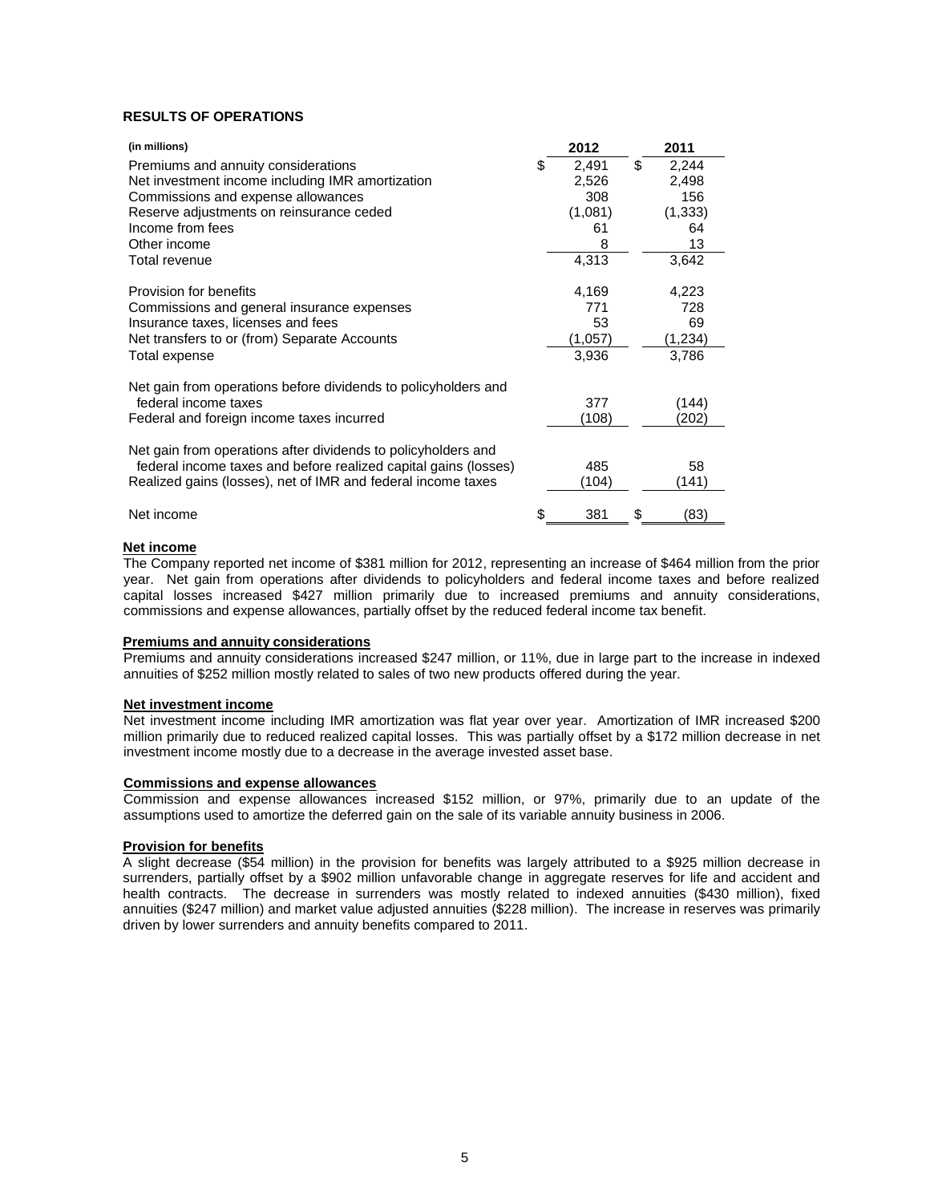**RESULTS OF OPERATIONS**

| (in millions) | 2012 | 2011 |
|---|---|---|
| Premiums and annuity considerations | $ 2,491 | $ 2,244 |
| Net investment income including IMR amortization | 2,526 | 2,498 |
| Commissions and expense allowances | 308 | 156 |
| Reserve adjustments on reinsurance ceded | (1,081) | (1,333) |
| Income from fees | 61 | 64 |
| Other income | 8 | 13 |
| Total revenue | 4,313 | 3,642 |
| Provision for benefits | 4,169 | 4,223 |
| Commissions and general insurance expenses | 771 | 728 |
| Insurance taxes, licenses and fees | 53 | 69 |
| Net transfers to or (from) Separate Accounts | (1,057) | (1,234) |
| Total expense | 3,936 | 3,786 |
| Net gain from operations before dividends to policyholders and federal income taxes | 377 | (144) |
| Federal and foreign income taxes incurred | (108) | (202) |
| Net gain from operations after dividends to policyholders and federal income taxes and before realized capital gains (losses) | 485 | 58 |
| Realized gains (losses), net of IMR and federal income taxes | (104) | (141) |
| Net income | $ 381 | $ (83) |

**Net income**

The Company reported net income of $381 million for 2012, representing an increase of $464 million from the prior year. Net gain from operations after dividends to policyholders and federal income taxes and before realized capital losses increased $427 million primarily due to increased premiums and annuity considerations, commissions and expense allowances, partially offset by the reduced federal income tax benefit.

**Premiums and annuity considerations**

Premiums and annuity considerations increased $247 million, or 11%, due in large part to the increase in indexed annuities of $252 million mostly related to sales of two new products offered during the year.

**Net investment income**

Net investment income including IMR amortization was flat year over year. Amortization of IMR increased $200 million primarily due to reduced realized capital losses. This was partially offset by a $172 million decrease in net investment income mostly due to a decrease in the average invested asset base.

**Commissions and expense allowances**

Commission and expense allowances increased $152 million, or 97%, primarily due to an update of the assumptions used to amortize the deferred gain on the sale of its variable annuity business in 2006.

**Provision for benefits**

A slight decrease ($54 million) in the provision for benefits was largely attributed to a $925 million decrease in surrenders, partially offset by a $902 million unfavorable change in aggregate reserves for life and accident and health contracts. The decrease in surrenders was mostly related to indexed annuities ($430 million), fixed annuities ($247 million) and market value adjusted annuities ($228 million). The increase in reserves was primarily driven by lower surrenders and annuity benefits compared to 2011.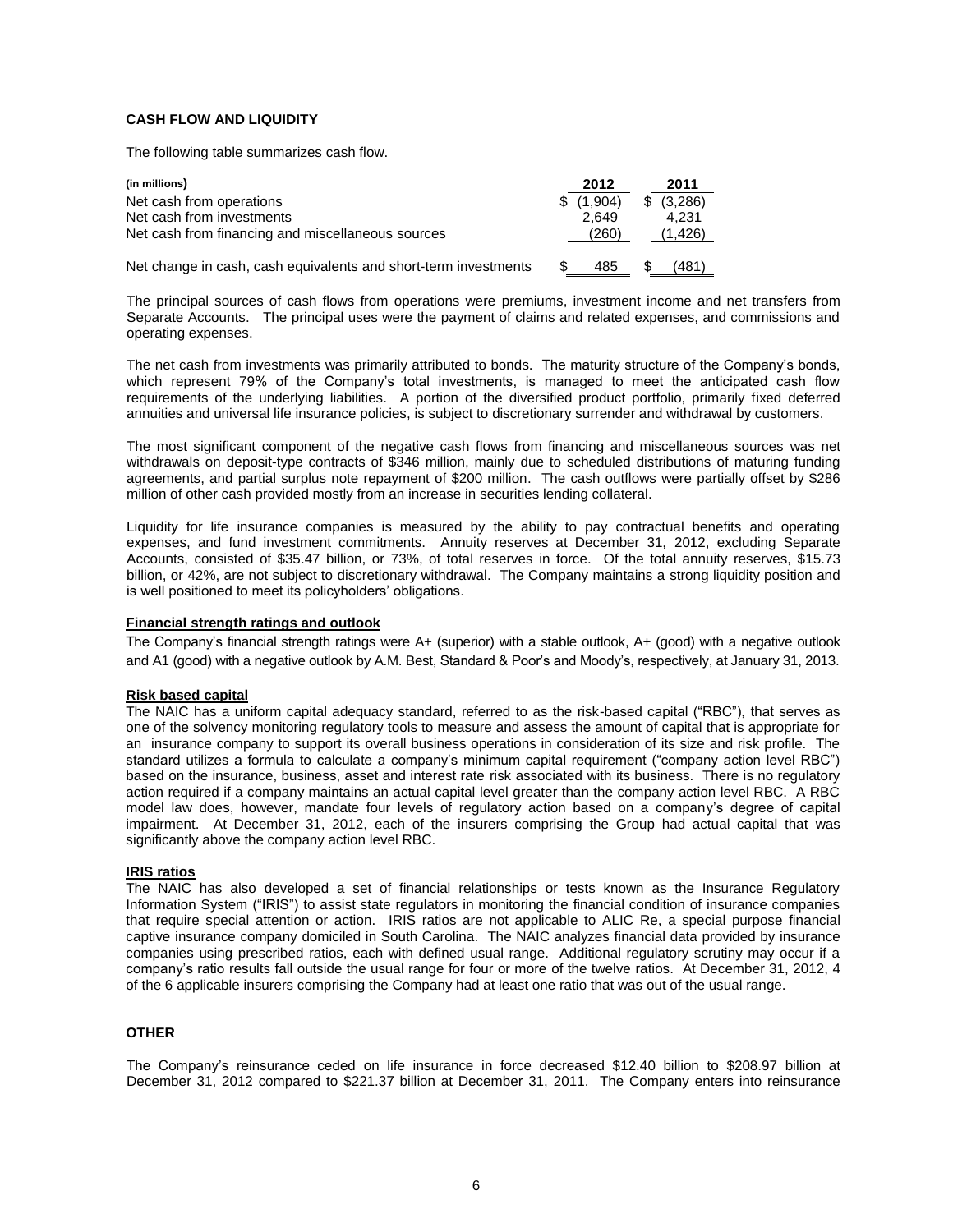## CASH FLOW AND LIQUIDITY

The following table summarizes cash flow.

| (in millions) | 2012 | 2011 |
|---|---|---|
| Net cash from operations | $ (1,904) | $ (3,286) |
| Net cash from investments | 2,649 | 4,231 |
| Net cash from financing and miscellaneous sources | (260) | (1,426) |
| Net change in cash, cash equivalents and short-term investments | $ 485 | $ (481) |

The principal sources of cash flows from operations were premiums, investment income and net transfers from Separate Accounts. The principal uses were the payment of claims and related expenses, and commissions and operating expenses.

The net cash from investments was primarily attributed to bonds. The maturity structure of the Company's bonds, which represent 79% of the Company's total investments, is managed to meet the anticipated cash flow requirements of the underlying liabilities. A portion of the diversified product portfolio, primarily fixed deferred annuities and universal life insurance policies, is subject to discretionary surrender and withdrawal by customers.

The most significant component of the negative cash flows from financing and miscellaneous sources was net withdrawals on deposit-type contracts of $346 million, mainly due to scheduled distributions of maturing funding agreements, and partial surplus note repayment of $200 million. The cash outflows were partially offset by $286 million of other cash provided mostly from an increase in securities lending collateral.

Liquidity for life insurance companies is measured by the ability to pay contractual benefits and operating expenses, and fund investment commitments. Annuity reserves at December 31, 2012, excluding Separate Accounts, consisted of $35.47 billion, or 73%, of total reserves in force. Of the total annuity reserves, $15.73 billion, or 42%, are not subject to discretionary withdrawal. The Company maintains a strong liquidity position and is well positioned to meet its policyholders' obligations.

### Financial strength ratings and outlook

The Company's financial strength ratings were A+ (superior) with a stable outlook, A+ (good) with a negative outlook and A1 (good) with a negative outlook by A.M. Best, Standard & Poor's and Moody's, respectively, at January 31, 2013.

### Risk based capital

The NAIC has a uniform capital adequacy standard, referred to as the risk-based capital ("RBC"), that serves as one of the solvency monitoring regulatory tools to measure and assess the amount of capital that is appropriate for an insurance company to support its overall business operations in consideration of its size and risk profile. The standard utilizes a formula to calculate a company's minimum capital requirement ("company action level RBC") based on the insurance, business, asset and interest rate risk associated with its business. There is no regulatory action required if a company maintains an actual capital level greater than the company action level RBC. A RBC model law does, however, mandate four levels of regulatory action based on a company's degree of capital impairment. At December 31, 2012, each of the insurers comprising the Group had actual capital that was significantly above the company action level RBC.

### IRIS ratios

The NAIC has also developed a set of financial relationships or tests known as the Insurance Regulatory Information System ("IRIS") to assist state regulators in monitoring the financial condition of insurance companies that require special attention or action. IRIS ratios are not applicable to ALIC Re, a special purpose financial captive insurance company domiciled in South Carolina. The NAIC analyzes financial data provided by insurance companies using prescribed ratios, each with defined usual range. Additional regulatory scrutiny may occur if a company's ratio results fall outside the usual range for four or more of the twelve ratios. At December 31, 2012, 4 of the 6 applicable insurers comprising the Company had at least one ratio that was out of the usual range.

## OTHER

The Company's reinsurance ceded on life insurance in force decreased $12.40 billion to $208.97 billion at December 31, 2012 compared to $221.37 billion at December 31, 2011. The Company enters into reinsurance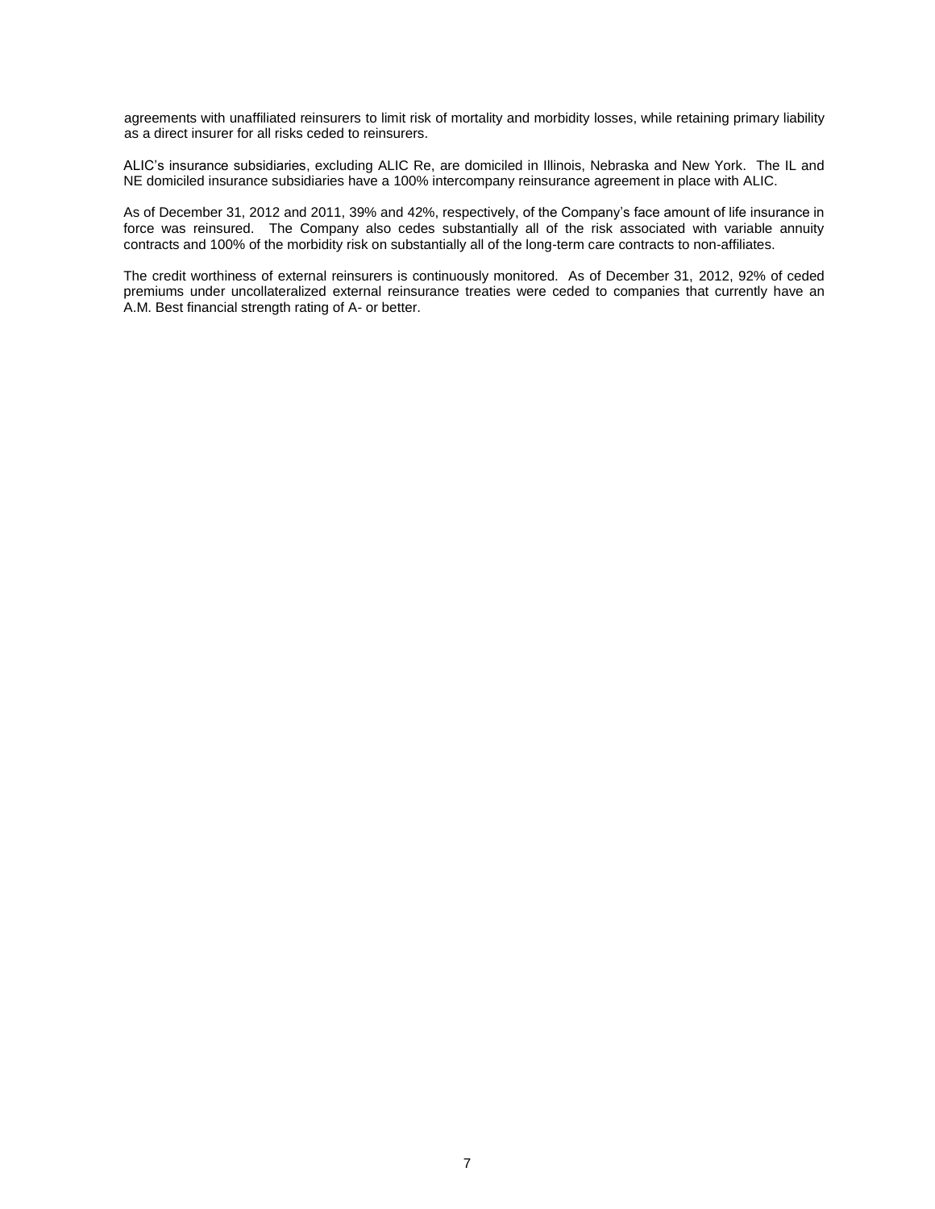agreements with unaffiliated reinsurers to limit risk of mortality and morbidity losses, while retaining primary liability as a direct insurer for all risks ceded to reinsurers.

ALIC's insurance subsidiaries, excluding ALIC Re, are domiciled in Illinois, Nebraska and New York. The IL and NE domiciled insurance subsidiaries have a 100% intercompany reinsurance agreement in place with ALIC.

As of December 31, 2012 and 2011, 39% and 42%, respectively, of the Company's face amount of life insurance in force was reinsured. The Company also cedes substantially all of the risk associated with variable annuity contracts and 100% of the morbidity risk on substantially all of the long-term care contracts to non-affiliates.

The credit worthiness of external reinsurers is continuously monitored. As of December 31, 2012, 92% of ceded premiums under uncollateralized external reinsurance treaties were ceded to companies that currently have an A.M. Best financial strength rating of A- or better.